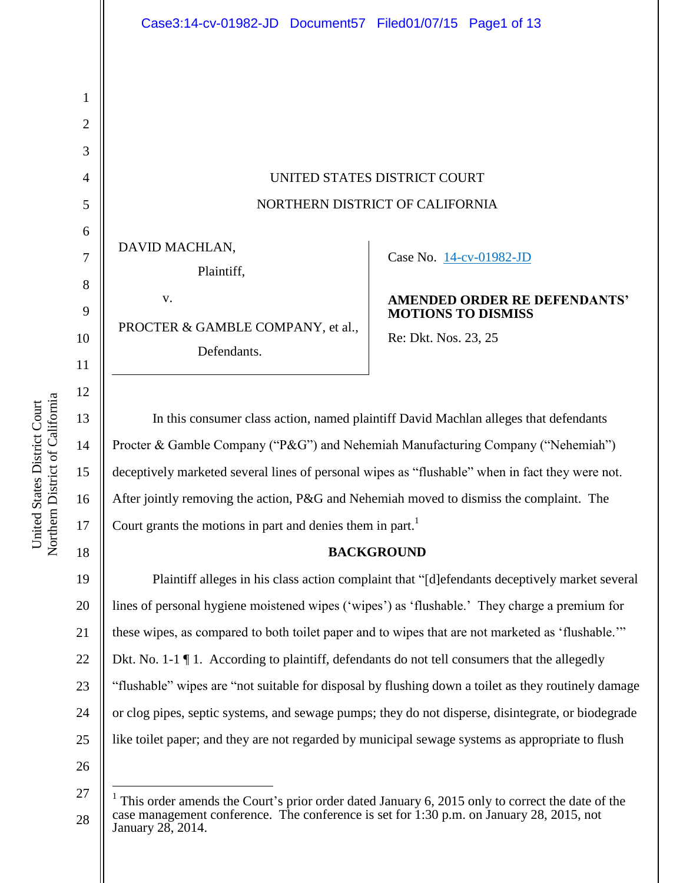UNITED STATES DISTRICT COURT

NORTHERN DISTRICT OF CALIFORNIA

DAVID MACHLAN,

Plaintiff,

v.

PROCTER & GAMBLE COMPANY, et al.,

Defendants.

Case No. 14-cv-01982-JD

**AMENDED ORDER RE DEFENDANTS' MOTIONS TO DISMISS**

Re: Dkt. Nos. 23, 25

In this consumer class action, named plaintiff David Machlan alleges that defendants Procter & Gamble Company ("P&G") and Nehemiah Manufacturing Company ("Nehemiah") deceptively marketed several lines of personal wipes as "flushable" when in fact they were not. After jointly removing the action, P&G and Nehemiah moved to dismiss the complaint. The Court grants the motions in part and denies them in part.[1]

**BACKGROUND**

Plaintiff alleges in his class action complaint that "[d]efendants deceptively market several lines of personal hygiene moistened wipes ('wipes') as 'flushable.' They charge a premium for these wipes, as compared to both toilet paper and to wipes that are not marketed as 'flushable.'" Dkt. No. 1-1 ¶ 1. According to plaintiff, defendants do not tell consumers that the allegedly "flushable" wipes are "not suitable for disposal by flushing down a toilet as they routinely damage or clog pipes, septic systems, and sewage pumps; they do not disperse, disintegrate, or biodegrade like toilet paper; and they are not regarded by municipal sewage systems as appropriate to flush

[1] This order amends the Court's prior order dated January 6, 2015 only to correct the date of the case management conference. The conference is set for 1:30 p.m. on January 28, 2015, not January 28, 2014.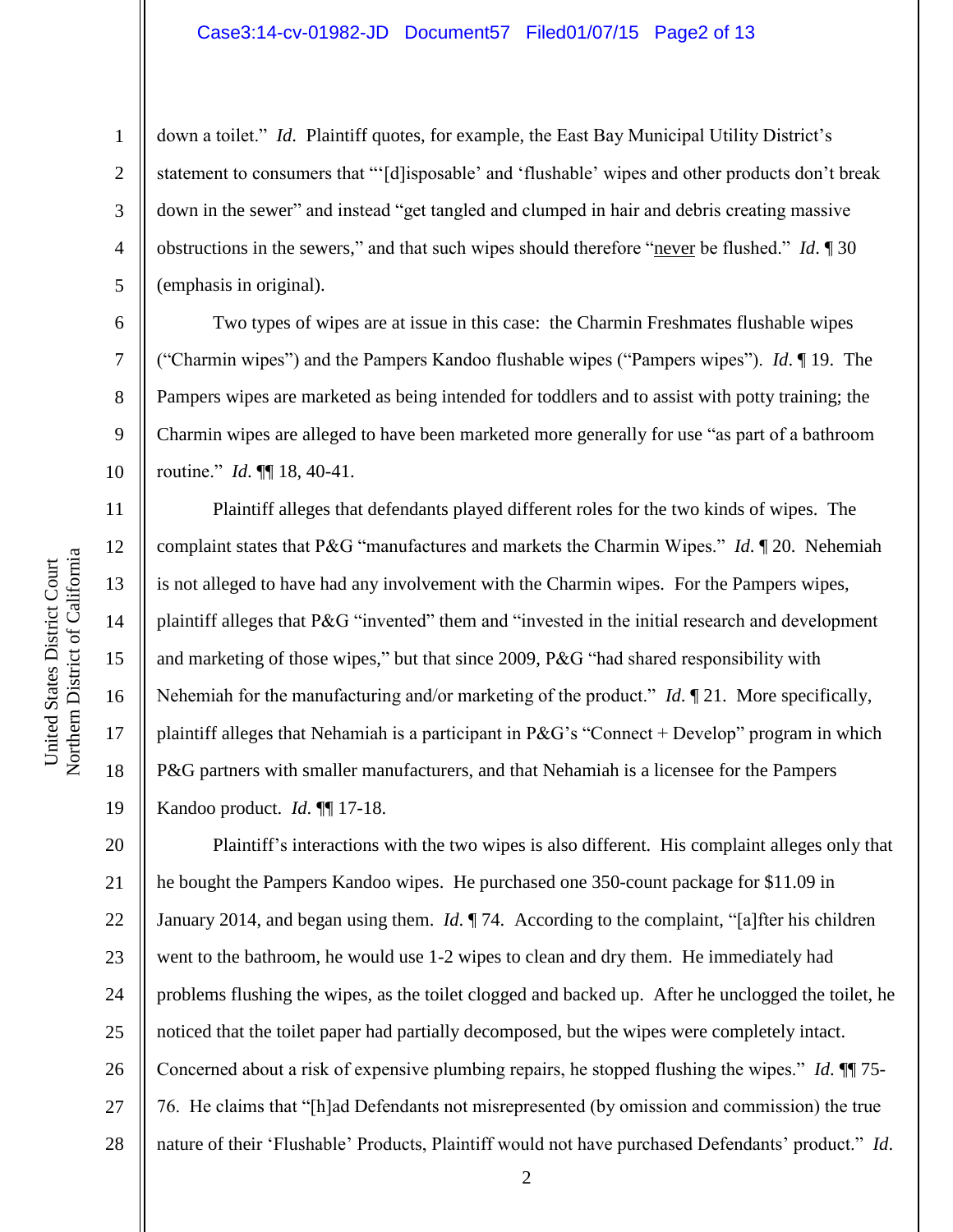down a toilet." *Id*. Plaintiff quotes, for example, the East Bay Municipal Utility District's statement to consumers that "'[d]isposable' and 'flushable' wipes and other products don't break down in the sewer" and instead "get tangled and clumped in hair and debris creating massive obstructions in the sewers," and that such wipes should therefore "never be flushed." *Id*. ¶ 30 (emphasis in original).

Two types of wipes are at issue in this case: the Charmin Freshmates flushable wipes ("Charmin wipes") and the Pampers Kandoo flushable wipes ("Pampers wipes"). *Id*. ¶ 19. The Pampers wipes are marketed as being intended for toddlers and to assist with potty training; the Charmin wipes are alleged to have been marketed more generally for use "as part of a bathroom routine." *Id*. ¶¶ 18, 40-41.

Plaintiff alleges that defendants played different roles for the two kinds of wipes. The complaint states that P&G "manufactures and markets the Charmin Wipes." *Id*. ¶ 20. Nehemiah is not alleged to have had any involvement with the Charmin wipes. For the Pampers wipes, plaintiff alleges that P&G "invented" them and "invested in the initial research and development and marketing of those wipes," but that since 2009, P&G "had shared responsibility with Nehemiah for the manufacturing and/or marketing of the product." *Id*. ¶ 21. More specifically, plaintiff alleges that Nehamiah is a participant in P&G's "Connect + Develop" program in which P&G partners with smaller manufacturers, and that Nehamiah is a licensee for the Pampers Kandoo product. *Id*. ¶¶ 17-18.

Plaintiff's interactions with the two wipes is also different. His complaint alleges only that he bought the Pampers Kandoo wipes. He purchased one 350-count package for $11.09 in January 2014, and began using them. *Id*. ¶ 74. According to the complaint, "[a]fter his children went to the bathroom, he would use 1-2 wipes to clean and dry them. He immediately had problems flushing the wipes, as the toilet clogged and backed up. After he unclogged the toilet, he noticed that the toilet paper had partially decomposed, but the wipes were completely intact. Concerned about a risk of expensive plumbing repairs, he stopped flushing the wipes." *Id*. ¶¶ 75-76. He claims that "[h]ad Defendants not misrepresented (by omission and commission) the true nature of their 'Flushable' Products, Plaintiff would not have purchased Defendants' product." *Id*.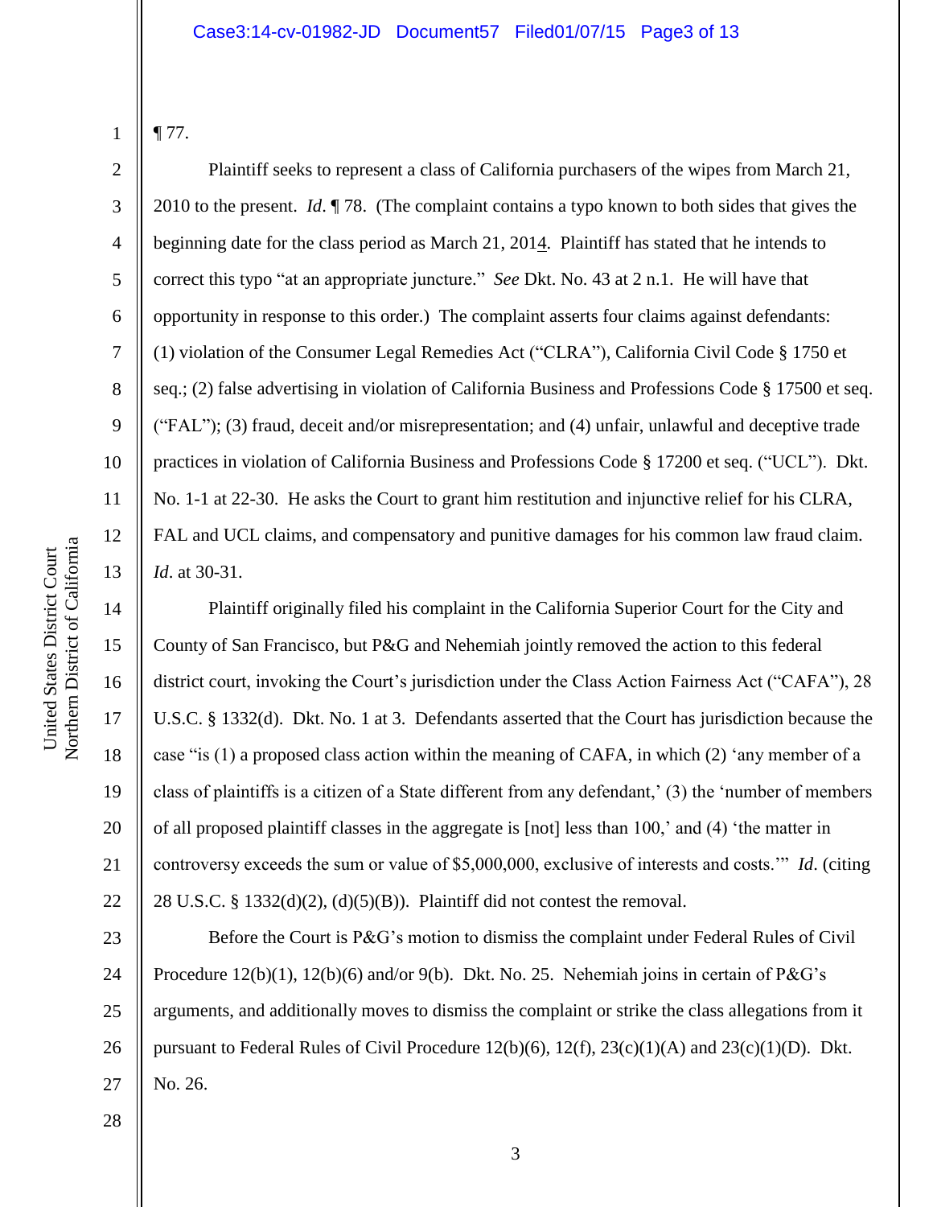¶ 77.

Plaintiff seeks to represent a class of California purchasers of the wipes from March 21, 2010 to the present. *Id*. ¶ 78. (The complaint contains a typo known to both sides that gives the beginning date for the class period as March 21, 2014. Plaintiff has stated that he intends to correct this typo "at an appropriate juncture." *See* Dkt. No. 43 at 2 n.1. He will have that opportunity in response to this order.) The complaint asserts four claims against defendants: (1) violation of the Consumer Legal Remedies Act ("CLRA"), California Civil Code § 1750 et seq.; (2) false advertising in violation of California Business and Professions Code § 17500 et seq. ("FAL"); (3) fraud, deceit and/or misrepresentation; and (4) unfair, unlawful and deceptive trade practices in violation of California Business and Professions Code § 17200 et seq. ("UCL"). Dkt. No. 1-1 at 22-30. He asks the Court to grant him restitution and injunctive relief for his CLRA, FAL and UCL claims, and compensatory and punitive damages for his common law fraud claim. *Id*. at 30-31.

Plaintiff originally filed his complaint in the California Superior Court for the City and County of San Francisco, but P&G and Nehemiah jointly removed the action to this federal district court, invoking the Court's jurisdiction under the Class Action Fairness Act ("CAFA"), 28 U.S.C. § 1332(d). Dkt. No. 1 at 3. Defendants asserted that the Court has jurisdiction because the case "is (1) a proposed class action within the meaning of CAFA, in which (2) 'any member of a class of plaintiffs is a citizen of a State different from any defendant,' (3) the 'number of members of all proposed plaintiff classes in the aggregate is [not] less than 100,' and (4) 'the matter in controversy exceeds the sum or value of $5,000,000, exclusive of interests and costs.'" *Id*. (citing 28 U.S.C. § 1332(d)(2), (d)(5)(B)). Plaintiff did not contest the removal.

Before the Court is P&G's motion to dismiss the complaint under Federal Rules of Civil Procedure 12(b)(1), 12(b)(6) and/or 9(b). Dkt. No. 25. Nehemiah joins in certain of P&G's arguments, and additionally moves to dismiss the complaint or strike the class allegations from it pursuant to Federal Rules of Civil Procedure 12(b)(6), 12(f), 23(c)(1)(A) and 23(c)(1)(D). Dkt. No. 26.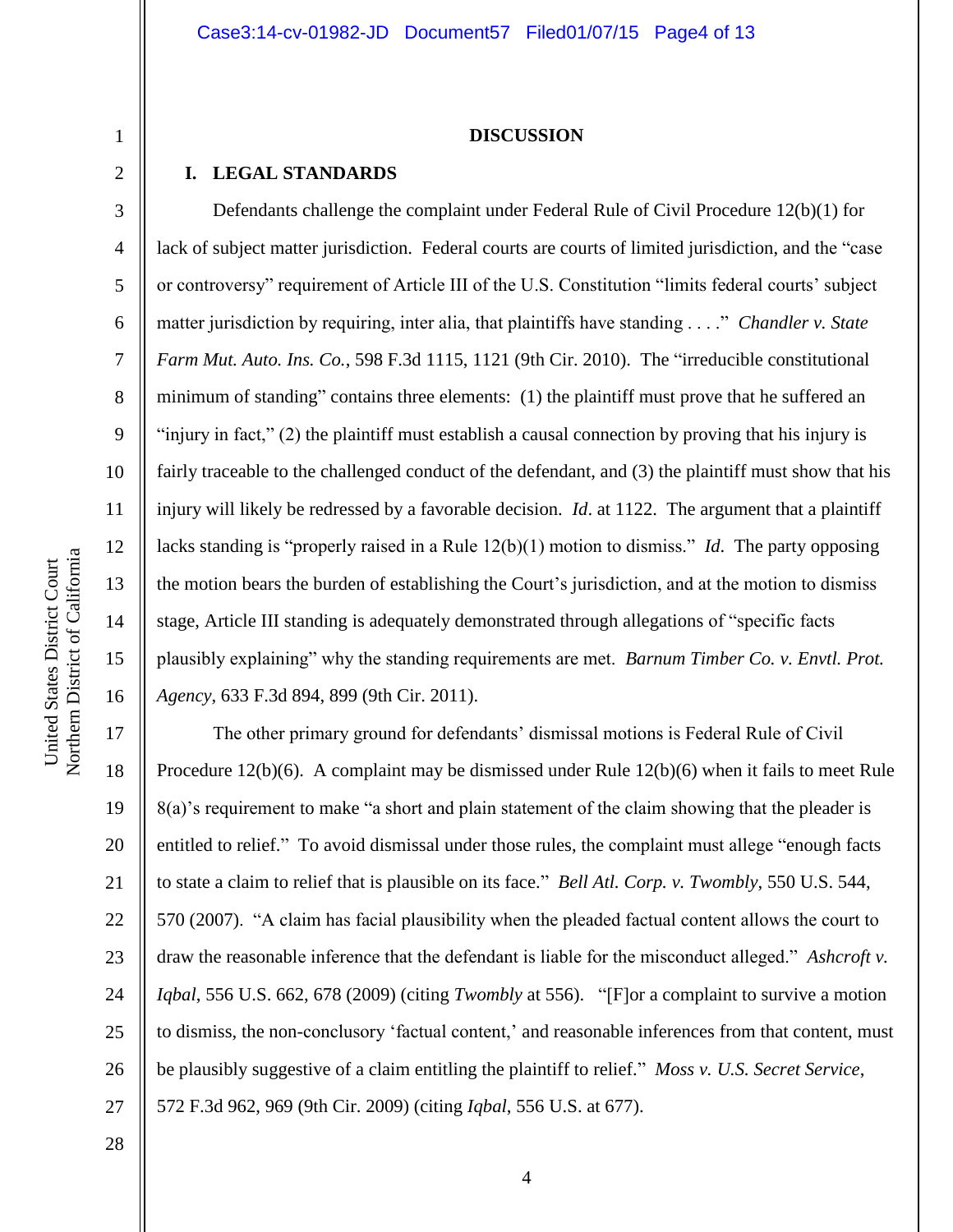## DISCUSSION

### I. LEGAL STANDARDS

Defendants challenge the complaint under Federal Rule of Civil Procedure 12(b)(1) for lack of subject matter jurisdiction. Federal courts are courts of limited jurisdiction, and the "case or controversy" requirement of Article III of the U.S. Constitution "limits federal courts' subject matter jurisdiction by requiring, inter alia, that plaintiffs have standing . . . ." *Chandler v. State Farm Mut. Auto. Ins. Co.*, 598 F.3d 1115, 1121 (9th Cir. 2010). The "irreducible constitutional minimum of standing" contains three elements: (1) the plaintiff must prove that he suffered an "injury in fact," (2) the plaintiff must establish a causal connection by proving that his injury is fairly traceable to the challenged conduct of the defendant, and (3) the plaintiff must show that his injury will likely be redressed by a favorable decision. *Id.* at 1122. The argument that a plaintiff lacks standing is "properly raised in a Rule 12(b)(1) motion to dismiss." *Id.* The party opposing the motion bears the burden of establishing the Court's jurisdiction, and at the motion to dismiss stage, Article III standing is adequately demonstrated through allegations of "specific facts plausibly explaining" why the standing requirements are met. *Barnum Timber Co. v. Envtl. Prot. Agency*, 633 F.3d 894, 899 (9th Cir. 2011).

The other primary ground for defendants' dismissal motions is Federal Rule of Civil Procedure 12(b)(6). A complaint may be dismissed under Rule 12(b)(6) when it fails to meet Rule 8(a)'s requirement to make "a short and plain statement of the claim showing that the pleader is entitled to relief." To avoid dismissal under those rules, the complaint must allege "enough facts to state a claim to relief that is plausible on its face." *Bell Atl. Corp. v. Twombly*, 550 U.S. 544, 570 (2007). "A claim has facial plausibility when the pleaded factual content allows the court to draw the reasonable inference that the defendant is liable for the misconduct alleged." *Ashcroft v. Iqbal*, 556 U.S. 662, 678 (2009) (citing *Twombly* at 556). "[F]or a complaint to survive a motion to dismiss, the non-conclusory 'factual content,' and reasonable inferences from that content, must be plausibly suggestive of a claim entitling the plaintiff to relief." *Moss v. U.S. Secret Service*, 572 F.3d 962, 969 (9th Cir. 2009) (citing *Iqbal*, 556 U.S. at 677).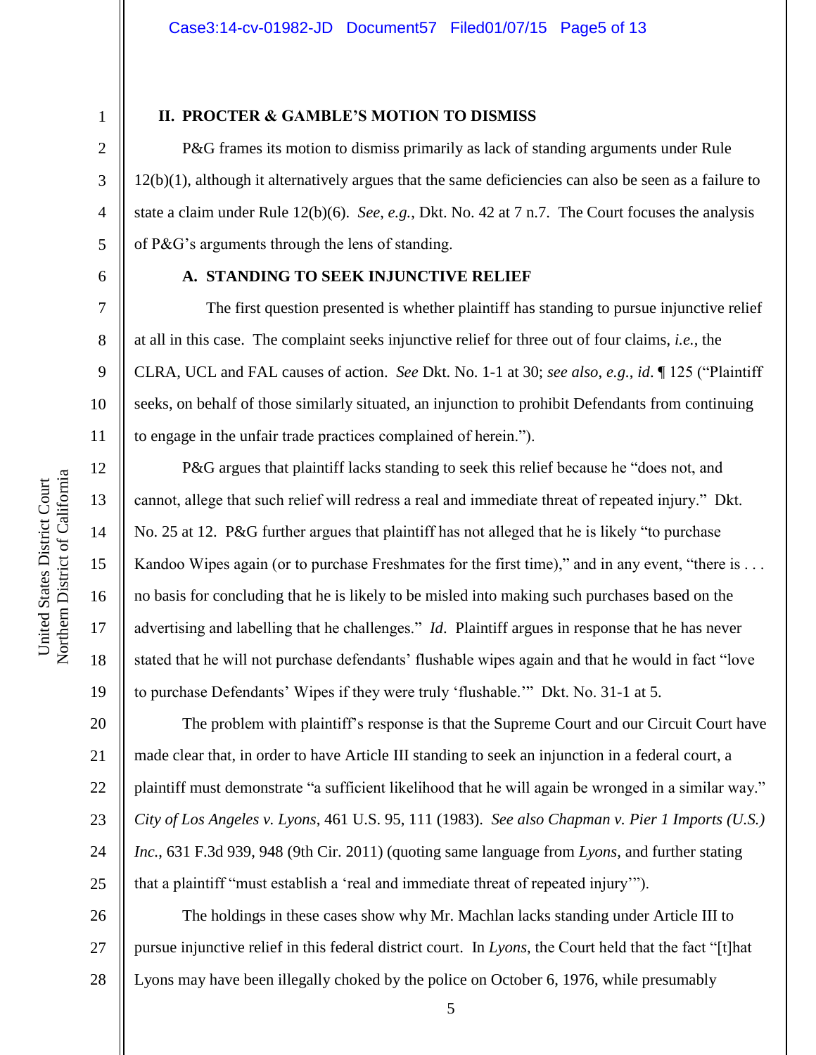## II. PROCTER & GAMBLE'S MOTION TO DISMISS

P&G frames its motion to dismiss primarily as lack of standing arguments under Rule 12(b)(1), although it alternatively argues that the same deficiencies can also be seen as a failure to state a claim under Rule 12(b)(6). *See*, *e.g.*, Dkt. No. 42 at 7 n.7. The Court focuses the analysis of P&G's arguments through the lens of standing.

### A. STANDING TO SEEK INJUNCTIVE RELIEF

The first question presented is whether plaintiff has standing to pursue injunctive relief at all in this case. The complaint seeks injunctive relief for three out of four claims, *i.e.*, the CLRA, UCL and FAL causes of action. *See* Dkt. No. 1-1 at 30; *see also*, *e.g.*, *id*. ¶ 125 ("Plaintiff seeks, on behalf of those similarly situated, an injunction to prohibit Defendants from continuing to engage in the unfair trade practices complained of herein.").

P&G argues that plaintiff lacks standing to seek this relief because he "does not, and cannot, allege that such relief will redress a real and immediate threat of repeated injury." Dkt. No. 25 at 12. P&G further argues that plaintiff has not alleged that he is likely "to purchase Kandoo Wipes again (or to purchase Freshmates for the first time)," and in any event, "there is . . . no basis for concluding that he is likely to be misled into making such purchases based on the advertising and labelling that he challenges." *Id*. Plaintiff argues in response that he has never stated that he will not purchase defendants' flushable wipes again and that he would in fact "love to purchase Defendants' Wipes if they were truly 'flushable.'" Dkt. No. 31-1 at 5.

The problem with plaintiff's response is that the Supreme Court and our Circuit Court have made clear that, in order to have Article III standing to seek an injunction in a federal court, a plaintiff must demonstrate "a sufficient likelihood that he will again be wronged in a similar way." *City of Los Angeles v. Lyons*, 461 U.S. 95, 111 (1983). *See also Chapman v. Pier 1 Imports (U.S.) Inc.*, 631 F.3d 939, 948 (9th Cir. 2011) (quoting same language from *Lyons*, and further stating that a plaintiff "must establish a 'real and immediate threat of repeated injury'").

The holdings in these cases show why Mr. Machlan lacks standing under Article III to pursue injunctive relief in this federal district court. In *Lyons*, the Court held that the fact "[t]hat Lyons may have been illegally choked by the police on October 6, 1976, while presumably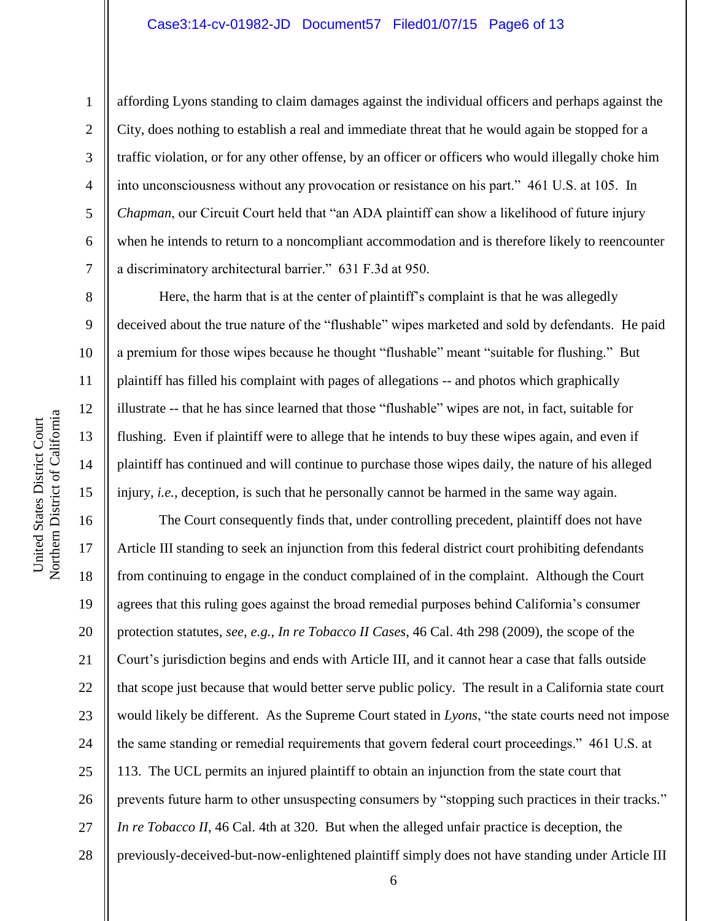affording Lyons standing to claim damages against the individual officers and perhaps against the City, does nothing to establish a real and immediate threat that he would again be stopped for a traffic violation, or for any other offense, by an officer or officers who would illegally choke him into unconsciousness without any provocation or resistance on his part." 461 U.S. at 105. In *Chapman*, our Circuit Court held that "an ADA plaintiff can show a likelihood of future injury when he intends to return to a noncompliant accommodation and is therefore likely to reencounter a discriminatory architectural barrier." 631 F.3d at 950.

Here, the harm that is at the center of plaintiff's complaint is that he was allegedly deceived about the true nature of the "flushable" wipes marketed and sold by defendants. He paid a premium for those wipes because he thought "flushable" meant "suitable for flushing." But plaintiff has filled his complaint with pages of allegations -- and photos which graphically illustrate -- that he has since learned that those "flushable" wipes are not, in fact, suitable for flushing. Even if plaintiff were to allege that he intends to buy these wipes again, and even if plaintiff has continued and will continue to purchase those wipes daily, the nature of his alleged injury, *i.e.*, deception, is such that he personally cannot be harmed in the same way again.

The Court consequently finds that, under controlling precedent, plaintiff does not have Article III standing to seek an injunction from this federal district court prohibiting defendants from continuing to engage in the conduct complained of in the complaint. Although the Court agrees that this ruling goes against the broad remedial purposes behind California's consumer protection statutes, *see, e.g.*, *In re Tobacco II Cases*, 46 Cal. 4th 298 (2009), the scope of the Court's jurisdiction begins and ends with Article III, and it cannot hear a case that falls outside that scope just because that would better serve public policy. The result in a California state court would likely be different. As the Supreme Court stated in *Lyons*, "the state courts need not impose the same standing or remedial requirements that govern federal court proceedings." 461 U.S. at 113. The UCL permits an injured plaintiff to obtain an injunction from the state court that prevents future harm to other unsuspecting consumers by "stopping such practices in their tracks." *In re Tobacco II*, 46 Cal. 4th at 320. But when the alleged unfair practice is deception, the previously-deceived-but-now-enlightened plaintiff simply does not have standing under Article III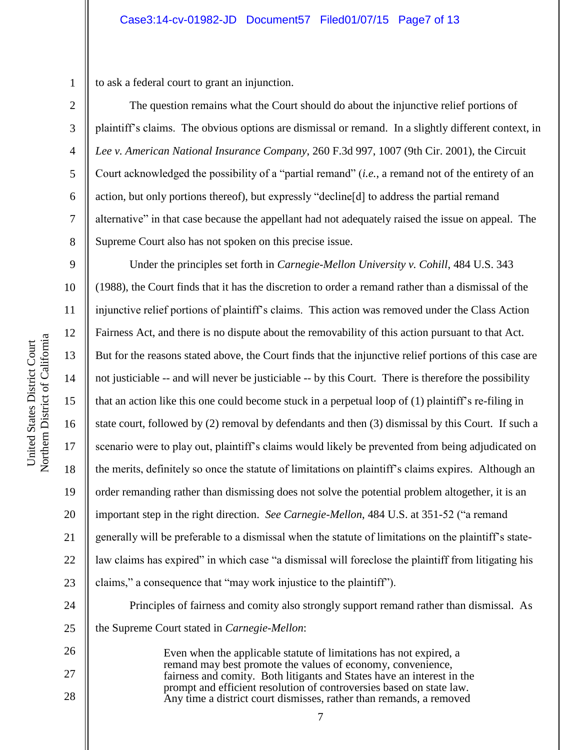to ask a federal court to grant an injunction.

The question remains what the Court should do about the injunctive relief portions of plaintiff's claims. The obvious options are dismissal or remand. In a slightly different context, in *Lee v. American National Insurance Company*, 260 F.3d 997, 1007 (9th Cir. 2001), the Circuit Court acknowledged the possibility of a "partial remand" (*i.e.*, a remand not of the entirety of an action, but only portions thereof), but expressly "decline[d] to address the partial remand alternative" in that case because the appellant had not adequately raised the issue on appeal. The Supreme Court also has not spoken on this precise issue.

Under the principles set forth in *Carnegie-Mellon University v. Cohill*, 484 U.S. 343 (1988), the Court finds that it has the discretion to order a remand rather than a dismissal of the injunctive relief portions of plaintiff's claims. This action was removed under the Class Action Fairness Act, and there is no dispute about the removability of this action pursuant to that Act. But for the reasons stated above, the Court finds that the injunctive relief portions of this case are not justiciable -- and will never be justiciable -- by this Court. There is therefore the possibility that an action like this one could become stuck in a perpetual loop of (1) plaintiff's re-filing in state court, followed by (2) removal by defendants and then (3) dismissal by this Court. If such a scenario were to play out, plaintiff's claims would likely be prevented from being adjudicated on the merits, definitely so once the statute of limitations on plaintiff's claims expires. Although an order remanding rather than dismissing does not solve the potential problem altogether, it is an important step in the right direction. *See Carnegie-Mellon*, 484 U.S. at 351-52 ("a remand generally will be preferable to a dismissal when the statute of limitations on the plaintiff's state-law claims has expired" in which case "a dismissal will foreclose the plaintiff from litigating his claims," a consequence that "may work injustice to the plaintiff").

Principles of fairness and comity also strongly support remand rather than dismissal. As the Supreme Court stated in *Carnegie-Mellon*:

> Even when the applicable statute of limitations has not expired, a remand may best promote the values of economy, convenience, fairness and comity. Both litigants and States have an interest in the prompt and efficient resolution of controversies based on state law. Any time a district court dismisses, rather than remands, a removed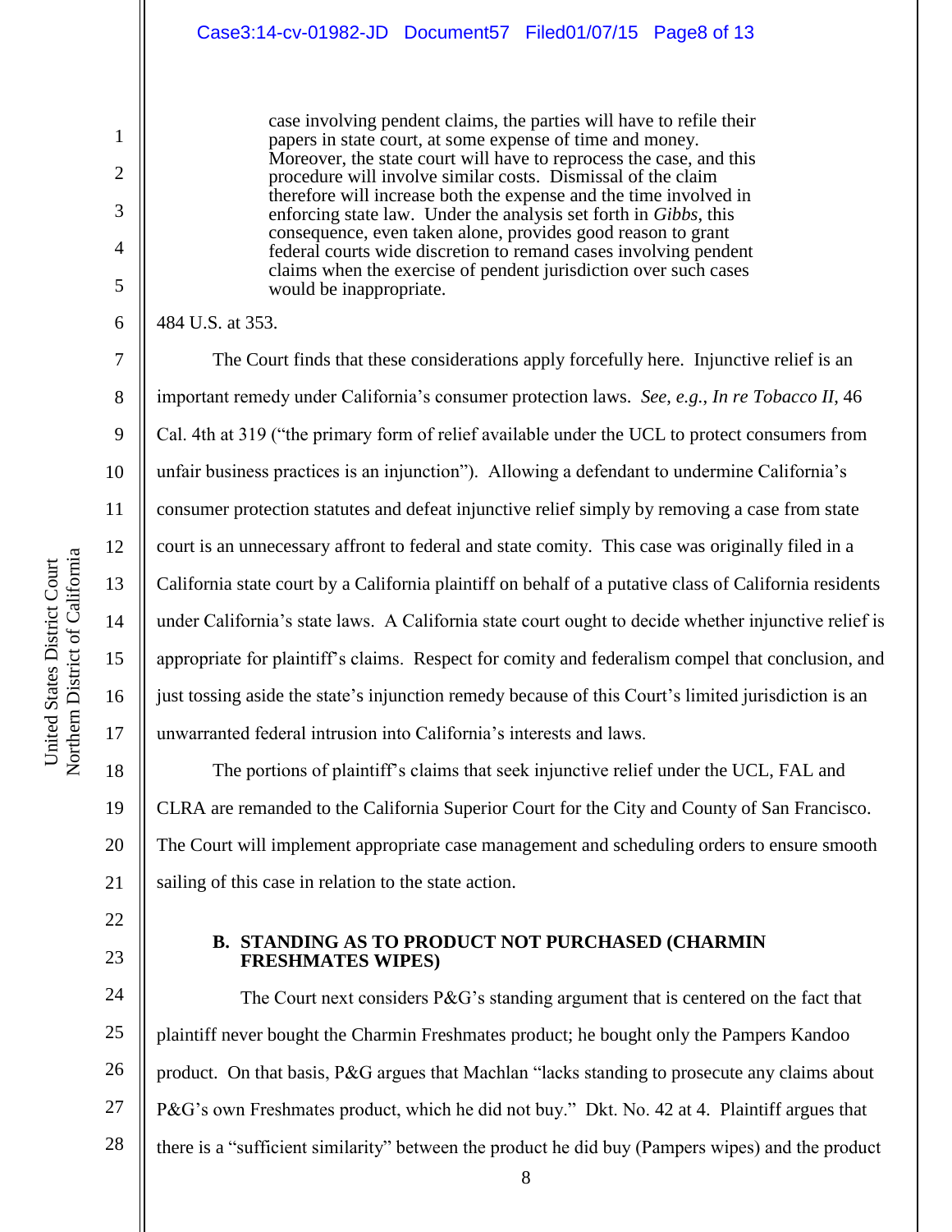> case involving pendent claims, the parties will have to refile their papers in state court, at some expense of time and money. Moreover, the state court will have to reprocess the case, and this procedure will involve similar costs. Dismissal of the claim therefore will increase both the expense and the time involved in enforcing state law. Under the analysis set forth in *Gibbs*, this consequence, even taken alone, provides good reason to grant federal courts wide discretion to remand cases involving pendent claims when the exercise of pendent jurisdiction over such cases would be inappropriate.

484 U.S. at 353.

The Court finds that these considerations apply forcefully here. Injunctive relief is an important remedy under California's consumer protection laws. *See, e.g.*, *In re Tobacco II*, 46 Cal. 4th at 319 ("the primary form of relief available under the UCL to protect consumers from unfair business practices is an injunction"). Allowing a defendant to undermine California's consumer protection statutes and defeat injunctive relief simply by removing a case from state court is an unnecessary affront to federal and state comity. This case was originally filed in a California state court by a California plaintiff on behalf of a putative class of California residents under California's state laws. A California state court ought to decide whether injunctive relief is appropriate for plaintiff's claims. Respect for comity and federalism compel that conclusion, and just tossing aside the state's injunction remedy because of this Court's limited jurisdiction is an unwarranted federal intrusion into California's interests and laws.

The portions of plaintiff's claims that seek injunctive relief under the UCL, FAL and CLRA are remanded to the California Superior Court for the City and County of San Francisco. The Court will implement appropriate case management and scheduling orders to ensure smooth sailing of this case in relation to the state action.

### B. STANDING AS TO PRODUCT NOT PURCHASED (CHARMIN FRESHMATES WIPES)

The Court next considers P&G's standing argument that is centered on the fact that plaintiff never bought the Charmin Freshmates product; he bought only the Pampers Kandoo product. On that basis, P&G argues that Machlan "lacks standing to prosecute any claims about P&G's own Freshmates product, which he did not buy." Dkt. No. 42 at 4. Plaintiff argues that there is a "sufficient similarity" between the product he did buy (Pampers wipes) and the product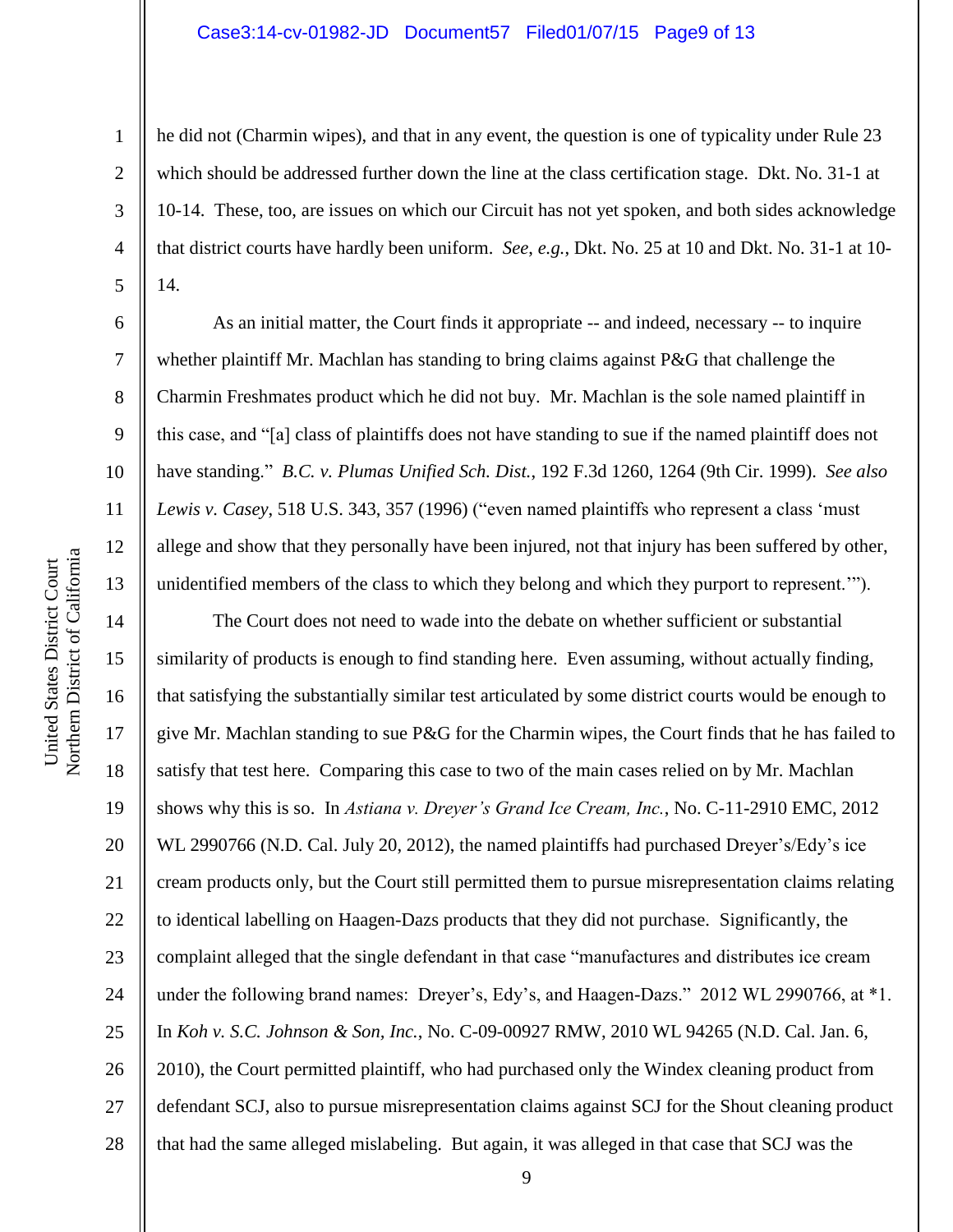he did not (Charmin wipes), and that in any event, the question is one of typicality under Rule 23 which should be addressed further down the line at the class certification stage. Dkt. No. 31-1 at 10-14. These, too, are issues on which our Circuit has not yet spoken, and both sides acknowledge that district courts have hardly been uniform. *See, e.g.*, Dkt. No. 25 at 10 and Dkt. No. 31-1 at 10-14.

As an initial matter, the Court finds it appropriate -- and indeed, necessary -- to inquire whether plaintiff Mr. Machlan has standing to bring claims against P&G that challenge the Charmin Freshmates product which he did not buy. Mr. Machlan is the sole named plaintiff in this case, and "[a] class of plaintiffs does not have standing to sue if the named plaintiff does not have standing." *B.C. v. Plumas Unified Sch. Dist.*, 192 F.3d 1260, 1264 (9th Cir. 1999). *See also Lewis v. Casey*, 518 U.S. 343, 357 (1996) ("even named plaintiffs who represent a class 'must allege and show that they personally have been injured, not that injury has been suffered by other, unidentified members of the class to which they belong and which they purport to represent.'").

The Court does not need to wade into the debate on whether sufficient or substantial similarity of products is enough to find standing here. Even assuming, without actually finding, that satisfying the substantially similar test articulated by some district courts would be enough to give Mr. Machlan standing to sue P&G for the Charmin wipes, the Court finds that he has failed to satisfy that test here. Comparing this case to two of the main cases relied on by Mr. Machlan shows why this is so. In *Astiana v. Dreyer's Grand Ice Cream, Inc.*, No. C-11-2910 EMC, 2012 WL 2990766 (N.D. Cal. July 20, 2012), the named plaintiffs had purchased Dreyer's/Edy's ice cream products only, but the Court still permitted them to pursue misrepresentation claims relating to identical labelling on Haagen-Dazs products that they did not purchase. Significantly, the complaint alleged that the single defendant in that case "manufactures and distributes ice cream under the following brand names: Dreyer's, Edy's, and Haagen-Dazs." 2012 WL 2990766, at *1. In *Koh v. S.C. Johnson & Son, Inc.*, No. C-09-00927 RMW, 2010 WL 94265 (N.D. Cal. Jan. 6, 2010), the Court permitted plaintiff, who had purchased only the Windex cleaning product from defendant SCJ, also to pursue misrepresentation claims against SCJ for the Shout cleaning product that had the same alleged mislabeling. But again, it was alleged in that case that SCJ was the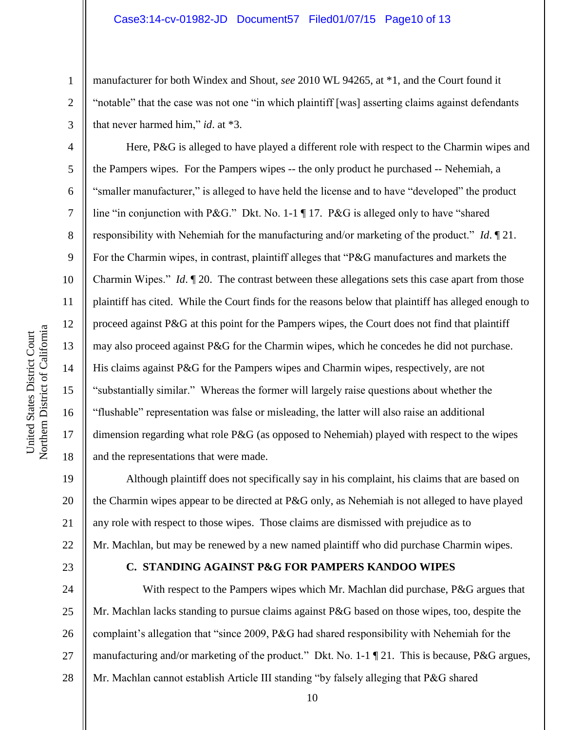manufacturer for both Windex and Shout, *see* 2010 WL 94265, at *1, and the Court found it "notable" that the case was not one "in which plaintiff [was] asserting claims against defendants that never harmed him," *id*. at *3.

Here, P&G is alleged to have played a different role with respect to the Charmin wipes and the Pampers wipes. For the Pampers wipes -- the only product he purchased -- Nehemiah, a "smaller manufacturer," is alleged to have held the license and to have "developed" the product line "in conjunction with P&G." Dkt. No. 1-1 ¶ 17. P&G is alleged only to have "shared responsibility with Nehemiah for the manufacturing and/or marketing of the product." *Id*. ¶ 21. For the Charmin wipes, in contrast, plaintiff alleges that "P&G manufactures and markets the Charmin Wipes." *Id*. ¶ 20. The contrast between these allegations sets this case apart from those plaintiff has cited. While the Court finds for the reasons below that plaintiff has alleged enough to proceed against P&G at this point for the Pampers wipes, the Court does not find that plaintiff may also proceed against P&G for the Charmin wipes, which he concedes he did not purchase. His claims against P&G for the Pampers wipes and Charmin wipes, respectively, are not "substantially similar." Whereas the former will largely raise questions about whether the "flushable" representation was false or misleading, the latter will also raise an additional dimension regarding what role P&G (as opposed to Nehemiah) played with respect to the wipes and the representations that were made.

Although plaintiff does not specifically say in his complaint, his claims that are based on the Charmin wipes appear to be directed at P&G only, as Nehemiah is not alleged to have played any role with respect to those wipes. Those claims are dismissed with prejudice as to Mr. Machlan, but may be renewed by a new named plaintiff who did purchase Charmin wipes.

### C. STANDING AGAINST P&G FOR PAMPERS KANDOO WIPES

With respect to the Pampers wipes which Mr. Machlan did purchase, P&G argues that Mr. Machlan lacks standing to pursue claims against P&G based on those wipes, too, despite the complaint's allegation that "since 2009, P&G had shared responsibility with Nehemiah for the manufacturing and/or marketing of the product." Dkt. No. 1-1 ¶ 21. This is because, P&G argues, Mr. Machlan cannot establish Article III standing "by falsely alleging that P&G shared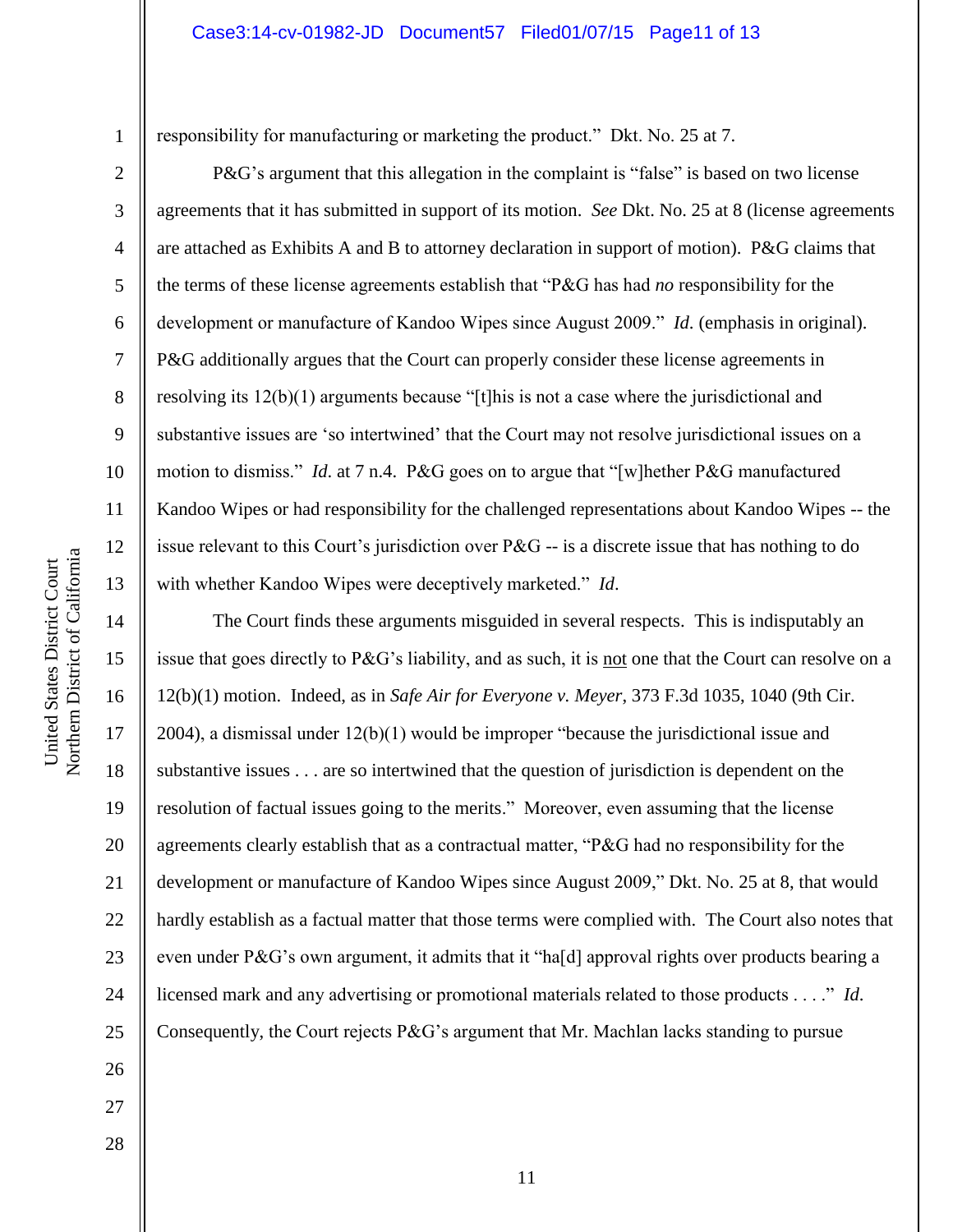responsibility for manufacturing or marketing the product." Dkt. No. 25 at 7.

P&G's argument that this allegation in the complaint is "false" is based on two license agreements that it has submitted in support of its motion. *See* Dkt. No. 25 at 8 (license agreements are attached as Exhibits A and B to attorney declaration in support of motion). P&G claims that the terms of these license agreements establish that "P&G has had *no* responsibility for the development or manufacture of Kandoo Wipes since August 2009." *Id.* (emphasis in original). P&G additionally argues that the Court can properly consider these license agreements in resolving its 12(b)(1) arguments because "[t]his is not a case where the jurisdictional and substantive issues are 'so intertwined' that the Court may not resolve jurisdictional issues on a motion to dismiss." *Id.* at 7 n.4. P&G goes on to argue that "[w]hether P&G manufactured Kandoo Wipes or had responsibility for the challenged representations about Kandoo Wipes -- the issue relevant to this Court's jurisdiction over P&G -- is a discrete issue that has nothing to do with whether Kandoo Wipes were deceptively marketed." *Id*.

The Court finds these arguments misguided in several respects. This is indisputably an issue that goes directly to P&G's liability, and as such, it is <u>not</u> one that the Court can resolve on a 12(b)(1) motion. Indeed, as in *Safe Air for Everyone v. Meyer*, 373 F.3d 1035, 1040 (9th Cir. 2004), a dismissal under 12(b)(1) would be improper "because the jurisdictional issue and substantive issues . . . are so intertwined that the question of jurisdiction is dependent on the resolution of factual issues going to the merits." Moreover, even assuming that the license agreements clearly establish that as a contractual matter, "P&G had no responsibility for the development or manufacture of Kandoo Wipes since August 2009," Dkt. No. 25 at 8, that would hardly establish as a factual matter that those terms were complied with. The Court also notes that even under P&G's own argument, it admits that it "ha[d] approval rights over products bearing a licensed mark and any advertising or promotional materials related to those products . . . ." *Id.* Consequently, the Court rejects P&G's argument that Mr. Machlan lacks standing to pursue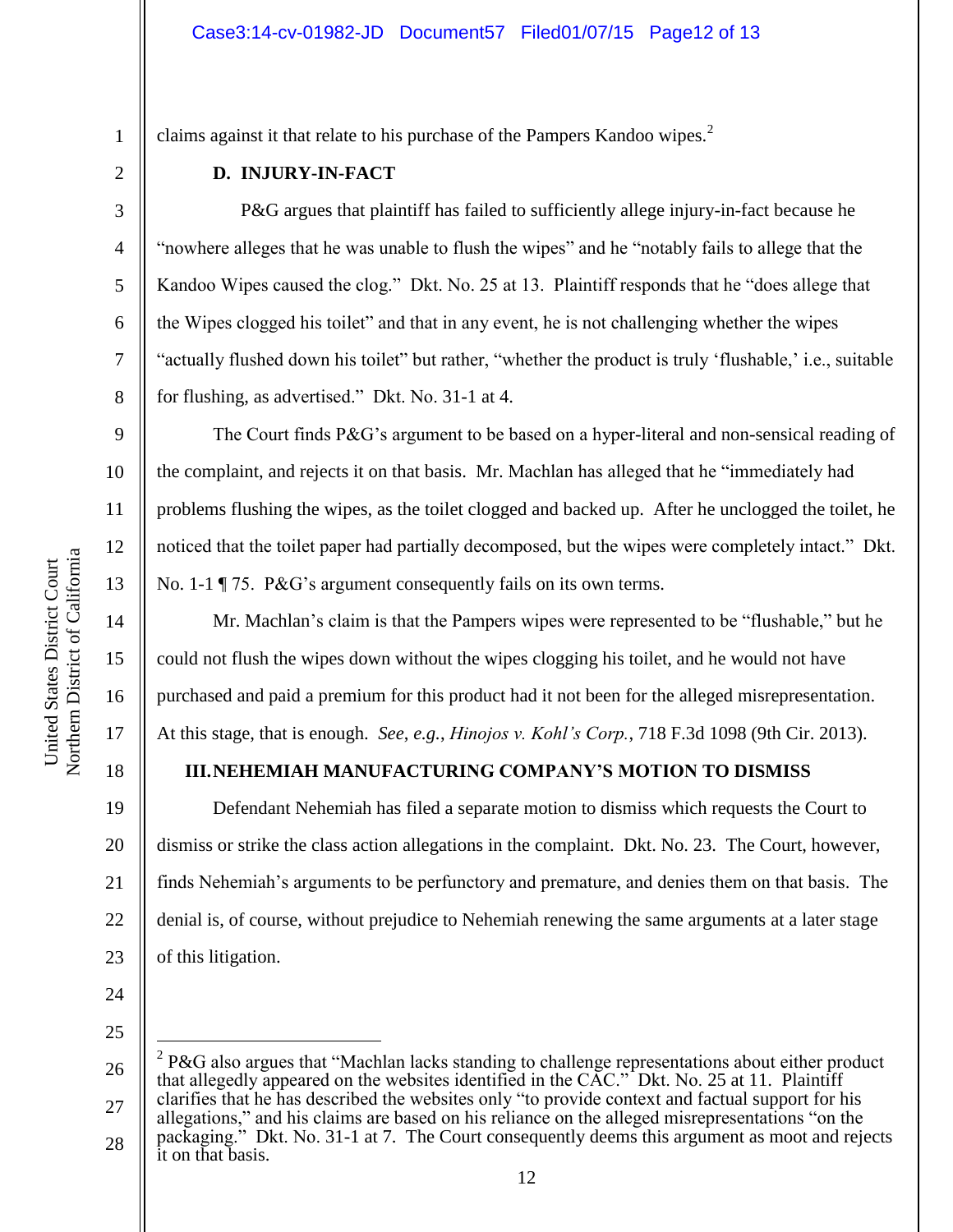claims against it that relate to his purchase of the Pampers Kandoo wipes.[2]

**D. INJURY-IN-FACT**

P&G argues that plaintiff has failed to sufficiently allege injury-in-fact because he "nowhere alleges that he was unable to flush the wipes" and he "notably fails to allege that the Kandoo Wipes caused the clog." Dkt. No. 25 at 13. Plaintiff responds that he "does allege that the Wipes clogged his toilet" and that in any event, he is not challenging whether the wipes "actually flushed down his toilet" but rather, "whether the product is truly 'flushable,' i.e., suitable for flushing, as advertised." Dkt. No. 31-1 at 4.

The Court finds P&G's argument to be based on a hyper-literal and non-sensical reading of the complaint, and rejects it on that basis. Mr. Machlan has alleged that he "immediately had problems flushing the wipes, as the toilet clogged and backed up. After he unclogged the toilet, he noticed that the toilet paper had partially decomposed, but the wipes were completely intact." Dkt. No. 1-1 ¶ 75. P&G's argument consequently fails on its own terms.

Mr. Machlan's claim is that the Pampers wipes were represented to be "flushable," but he could not flush the wipes down without the wipes clogging his toilet, and he would not have purchased and paid a premium for this product had it not been for the alleged misrepresentation. At this stage, that is enough. *See, e.g.*, *Hinojos v. Kohl's Corp.*, 718 F.3d 1098 (9th Cir. 2013).

**III. NEHEMIAH MANUFACTURING COMPANY'S MOTION TO DISMISS**

Defendant Nehemiah has filed a separate motion to dismiss which requests the Court to dismiss or strike the class action allegations in the complaint. Dkt. No. 23. The Court, however, finds Nehemiah's arguments to be perfunctory and premature, and denies them on that basis. The denial is, of course, without prejudice to Nehemiah renewing the same arguments at a later stage of this litigation.

---

[2] P&G also argues that "Machlan lacks standing to challenge representations about either product that allegedly appeared on the websites identified in the CAC." Dkt. No. 25 at 11. Plaintiff clarifies that he has described the websites only "to provide context and factual support for his allegations," and his claims are based on his reliance on the alleged misrepresentations "on the packaging." Dkt. No. 31-1 at 7. The Court consequently deems this argument as moot and rejects it on that basis.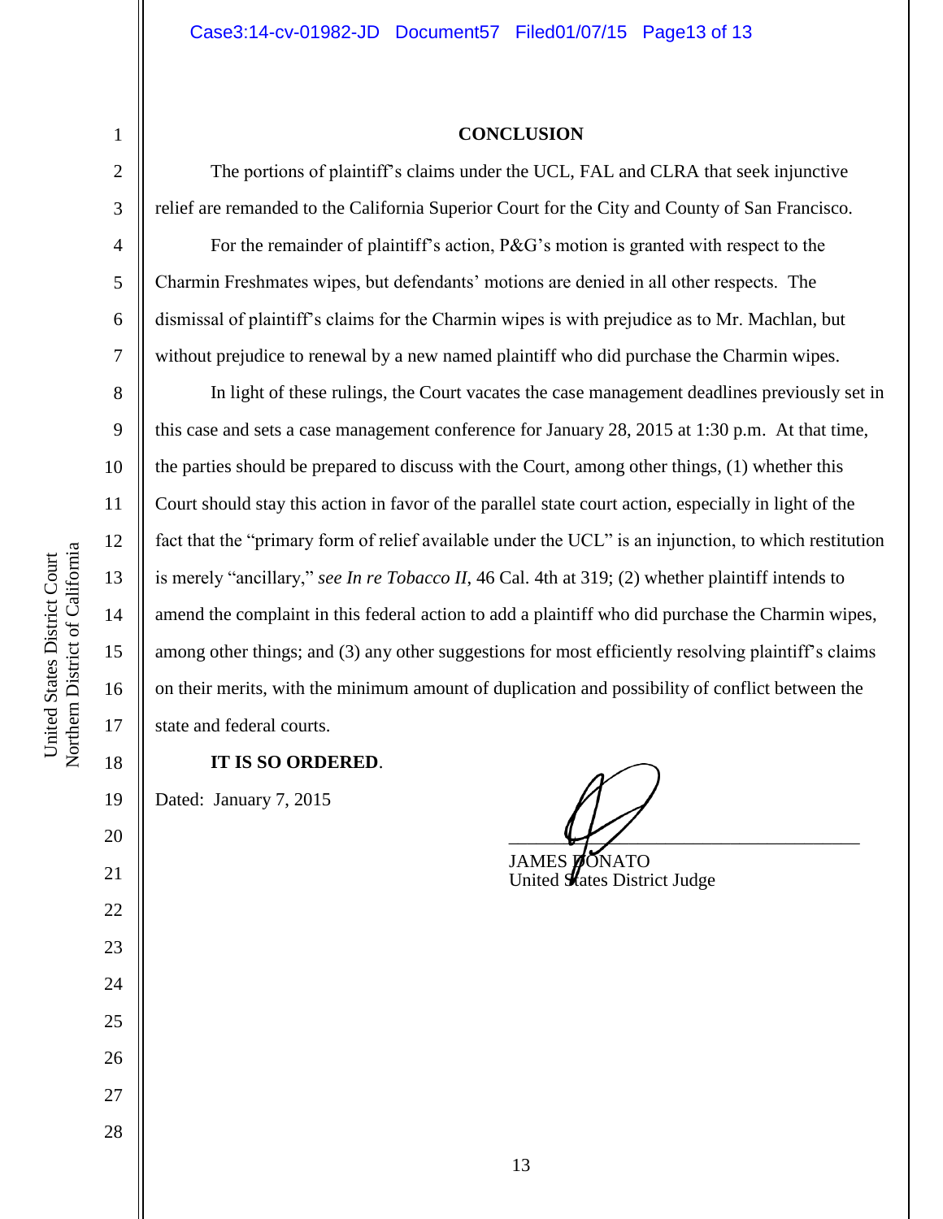**CONCLUSION**

The portions of plaintiff's claims under the UCL, FAL and CLRA that seek injunctive relief are remanded to the California Superior Court for the City and County of San Francisco.

For the remainder of plaintiff's action, P&G's motion is granted with respect to the Charmin Freshmates wipes, but defendants' motions are denied in all other respects. The dismissal of plaintiff's claims for the Charmin wipes is with prejudice as to Mr. Machlan, but without prejudice to renewal by a new named plaintiff who did purchase the Charmin wipes.

In light of these rulings, the Court vacates the case management deadlines previously set in this case and sets a case management conference for January 28, 2015 at 1:30 p.m. At that time, the parties should be prepared to discuss with the Court, among other things, (1) whether this Court should stay this action in favor of the parallel state court action, especially in light of the fact that the "primary form of relief available under the UCL" is an injunction, to which restitution is merely "ancillary," *see In re Tobacco II*, 46 Cal. 4th at 319; (2) whether plaintiff intends to amend the complaint in this federal action to add a plaintiff who did purchase the Charmin wipes, among other things; and (3) any other suggestions for most efficiently resolving plaintiff's claims on their merits, with the minimum amount of duplication and possibility of conflict between the state and federal courts.

**IT IS SO ORDERED**.

Dated: January 7, 2015

JAMES DONATO
United States District Judge